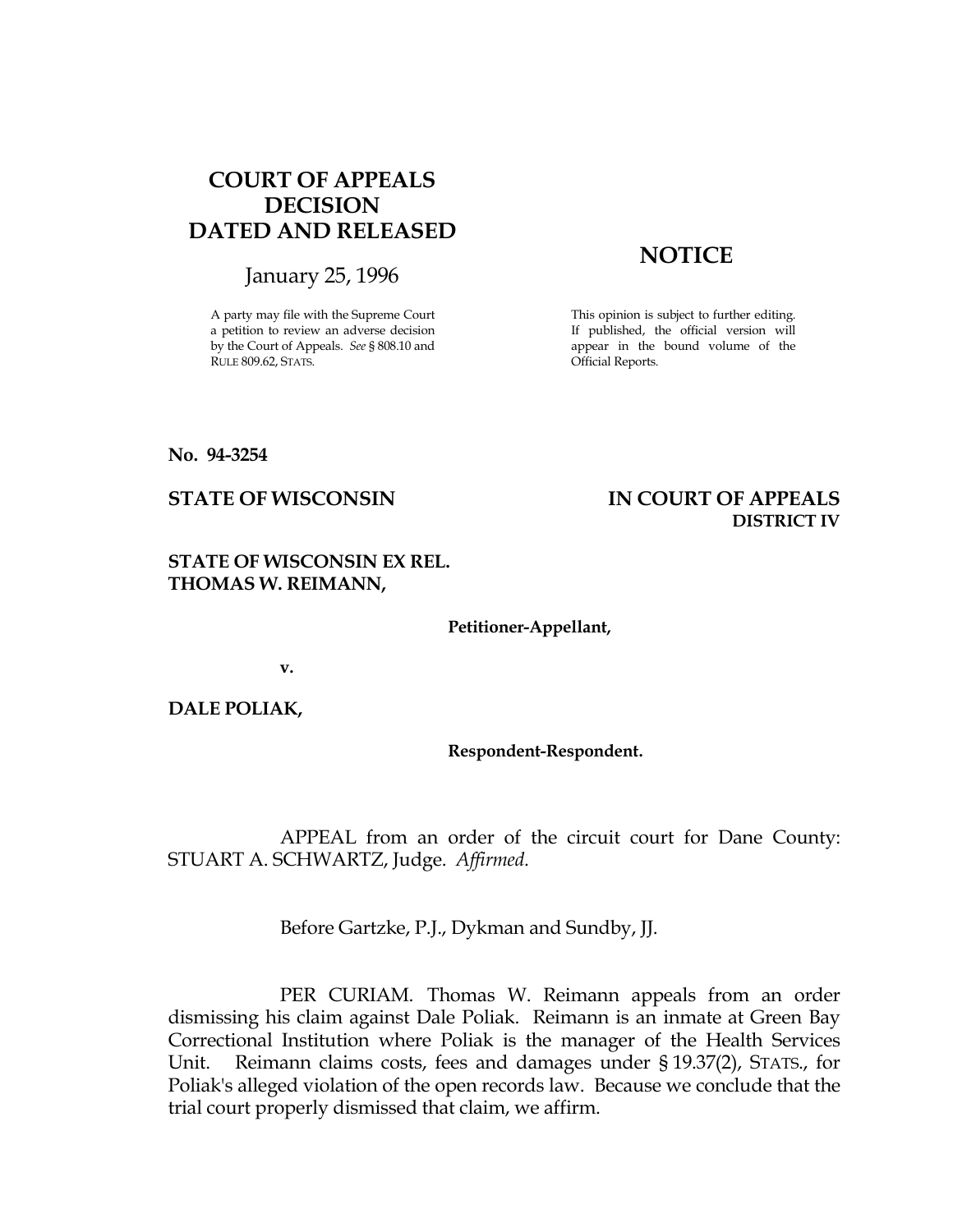**COURT OF APPEALS DECISION DATED AND RELEASED**

January 25, 1996

A party may file with the Supreme Court a petition to review an adverse decision by the Court of Appeals. *See* § 808.10 and RULE 809.62, STATS.

**NOTICE**

This opinion is subject to further editing. If published, the official version will appear in the bound volume of the Official Reports.

**No. 94-3254**

**STATE OF WISCONSIN** **IN COURT OF APPEALS**
**DISTRICT IV**

**STATE OF WISCONSIN EX REL. THOMAS W. REIMANN,**

**Petitioner-Appellant,**

**v.**

**DALE POLIAK,**

**Respondent-Respondent.**

APPEAL from an order of the circuit court for Dane County: STUART A. SCHWARTZ, Judge. *Affirmed*.

Before Gartzke, P.J., Dykman and Sundby, JJ.

PER CURIAM. Thomas W. Reimann appeals from an order dismissing his claim against Dale Poliak. Reimann is an inmate at Green Bay Correctional Institution where Poliak is the manager of the Health Services Unit. Reimann claims costs, fees and damages under § 19.37(2), STATS., for Poliak's alleged violation of the open records law. Because we conclude that the trial court properly dismissed that claim, we affirm.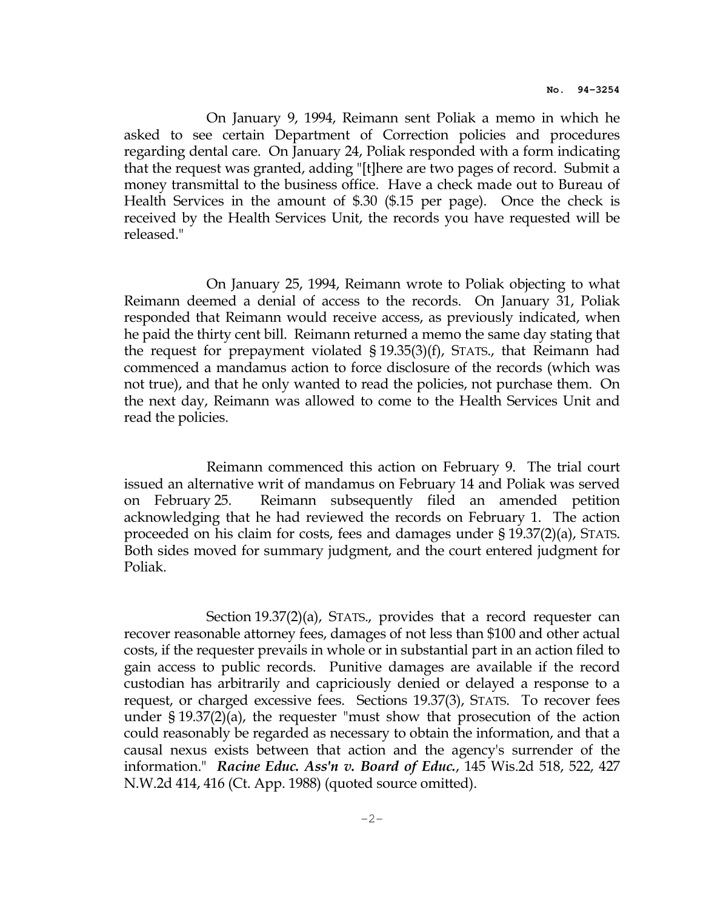On January 9, 1994, Reimann sent Poliak a memo in which he asked to see certain Department of Correction policies and procedures regarding dental care. On January 24, Poliak responded with a form indicating that the request was granted, adding "[t]here are two pages of record. Submit a money transmittal to the business office. Have a check made out to Bureau of Health Services in the amount of $.30 ($.15 per page). Once the check is received by the Health Services Unit, the records you have requested will be released."

On January 25, 1994, Reimann wrote to Poliak objecting to what Reimann deemed a denial of access to the records. On January 31, Poliak responded that Reimann would receive access, as previously indicated, when he paid the thirty cent bill. Reimann returned a memo the same day stating that the request for prepayment violated § 19.35(3)(f), STATS., that Reimann had commenced a mandamus action to force disclosure of the records (which was not true), and that he only wanted to read the policies, not purchase them. On the next day, Reimann was allowed to come to the Health Services Unit and read the policies.

Reimann commenced this action on February 9. The trial court issued an alternative writ of mandamus on February 14 and Poliak was served on February 25. Reimann subsequently filed an amended petition acknowledging that he had reviewed the records on February 1. The action proceeded on his claim for costs, fees and damages under § 19.37(2)(a), STATS. Both sides moved for summary judgment, and the court entered judgment for Poliak.

Section 19.37(2)(a), STATS., provides that a record requester can recover reasonable attorney fees, damages of not less than $100 and other actual costs, if the requester prevails in whole or in substantial part in an action filed to gain access to public records. Punitive damages are available if the record custodian has arbitrarily and capriciously denied or delayed a response to a request, or charged excessive fees. Sections 19.37(3), STATS. To recover fees under § 19.37(2)(a), the requester "must show that prosecution of the action could reasonably be regarded as necessary to obtain the information, and that a causal nexus exists between that action and the agency's surrender of the information." ***Racine Educ. Ass'n v. Board of Educ.***, 145 Wis.2d 518, 522, 427 N.W.2d 414, 416 (Ct. App. 1988) (quoted source omitted).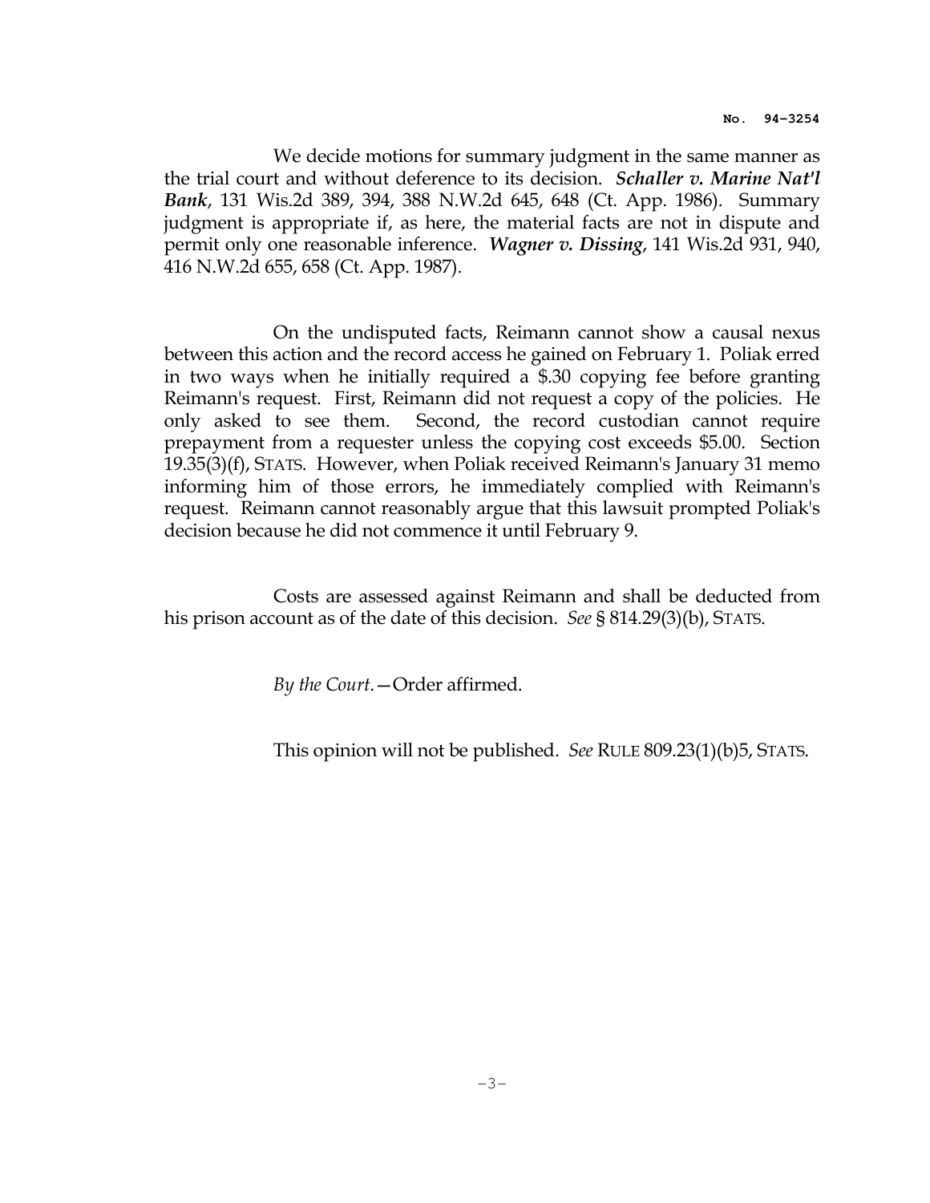We decide motions for summary judgment in the same manner as the trial court and without deference to its decision. ***Schaller v. Marine Nat'l Bank***, 131 Wis.2d 389, 394, 388 N.W.2d 645, 648 (Ct. App. 1986). Summary judgment is appropriate if, as here, the material facts are not in dispute and permit only one reasonable inference. ***Wagner v. Dissing***, 141 Wis.2d 931, 940, 416 N.W.2d 655, 658 (Ct. App. 1987).

On the undisputed facts, Reimann cannot show a causal nexus between this action and the record access he gained on February 1. Poliak erred in two ways when he initially required a $.30 copying fee before granting Reimann's request. First, Reimann did not request a copy of the policies. He only asked to see them. Second, the record custodian cannot require prepayment from a requester unless the copying cost exceeds $5.00. Section 19.35(3)(f), STATS. However, when Poliak received Reimann's January 31 memo informing him of those errors, he immediately complied with Reimann's request. Reimann cannot reasonably argue that this lawsuit prompted Poliak's decision because he did not commence it until February 9.

Costs are assessed against Reimann and shall be deducted from his prison account as of the date of this decision. *See* § 814.29(3)(b), STATS.

*By the Court*.—Order affirmed.

This opinion will not be published. *See* RULE 809.23(1)(b)5, STATS.